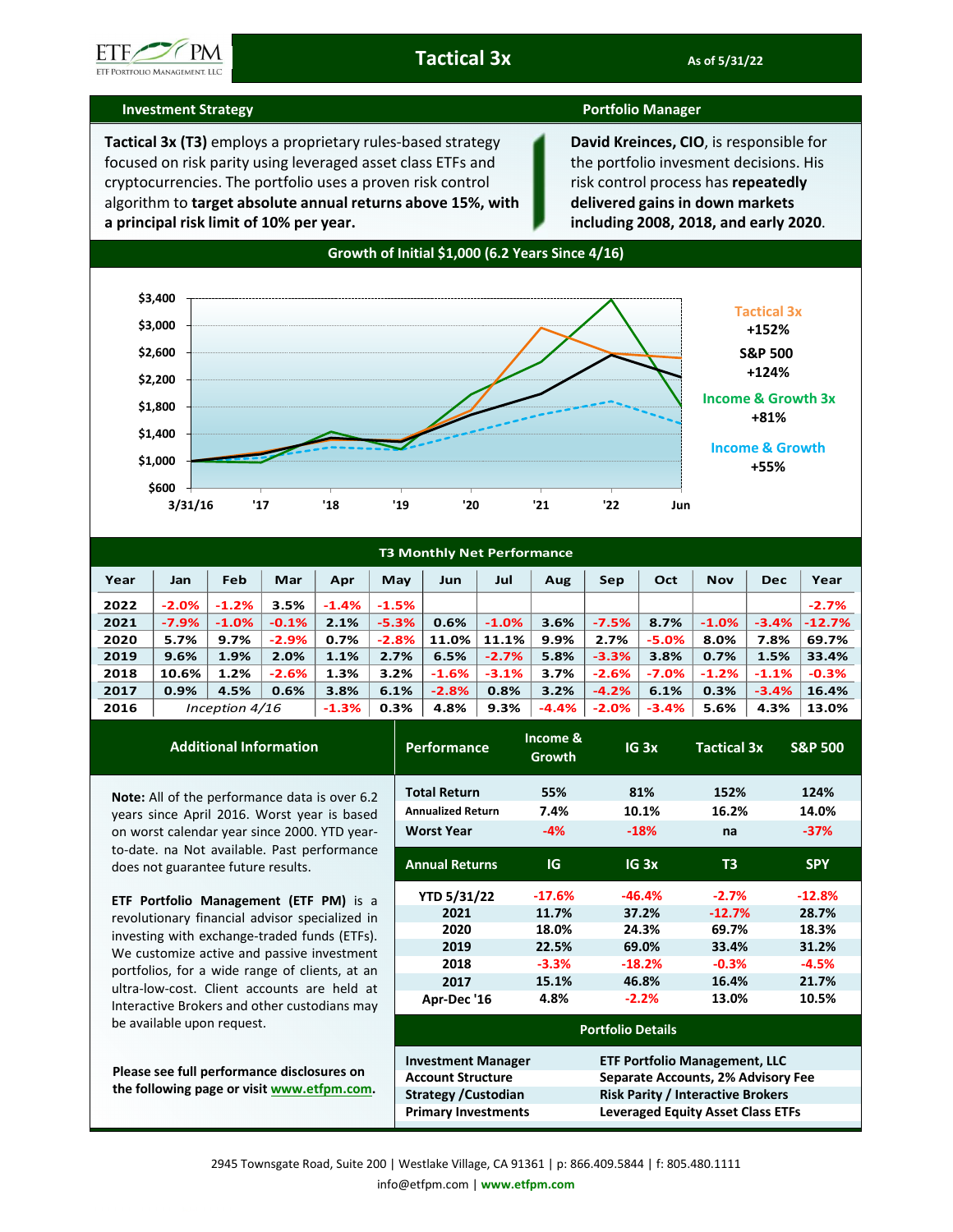# Tactical 3x

ETF PM — ETF Portfolio Management, LLC

As of 5/31/22

## Investment Strategy

**Tactical 3x (T3)** employs a proprietary rules-based strategy focused on risk parity using leveraged asset class ETFs and cryptocurrencies. The portfolio uses a proven risk control algorithm to **target absolute annual returns above 15%, with a principal risk limit of 10% per year.**

## Portfolio Manager

**David Kreinces, CIO**, is responsible for the portfolio invesment decisions. His risk control process has **repeatedly delivered gains in down markets including 2008, 2018, and early 2020**.

## Growth of Initial $1,000 (6.2 Years Since 4/16)

Tactical 3x +152%

S&P 500 +124%

Income & Growth 3x +81%

Income & Growth +55%

## T3 Monthly Net Performance

| Year | Jan | Feb | Mar | Apr | May | Jun | Jul | Aug | Sep | Oct | Nov | Dec | Year |
|---|---|---|---|---|---|---|---|---|---|---|---|---|---|
| 2022 | -2.0% | -1.2% | 3.5% | -1.4% | -1.5% | | | | | | | | -2.7% |
| 2021 | -7.9% | -1.0% | -0.1% | 2.1% | -5.3% | 0.6% | -1.0% | 3.6% | -7.5% | 8.7% | -1.0% | -3.4% | -12.7% |
| 2020 | 5.7% | 9.7% | -2.9% | 0.7% | -2.8% | 11.0% | 11.1% | 9.9% | 2.7% | -5.0% | 8.0% | 7.8% | 69.7% |
| 2019 | 9.6% | 1.9% | 2.0% | 1.1% | 2.7% | 6.5% | -2.7% | 5.8% | -3.3% | 3.8% | 0.7% | 1.5% | 33.4% |
| 2018 | 10.6% | 1.2% | -2.6% | 1.3% | 3.2% | -1.6% | -3.1% | 3.7% | -2.6% | -7.0% | -1.2% | -1.1% | -0.3% |
| 2017 | 0.9% | 4.5% | 0.6% | 3.8% | 6.1% | -2.8% | 0.8% | 3.2% | -4.2% | 6.1% | 0.3% | -3.4% | 16.4% |
| 2016 | *Inception 4/16* | | | -1.3% | 0.3% | 4.8% | 9.3% | -4.4% | -2.0% | -3.4% | 5.6% | 4.3% | 13.0% |

## Additional Information

**Note:** All of the performance data is over 6.2 years since April 2016. Worst year is based on worst calendar year since 2000. YTD year-to-date. na Not available. Past performance does not guarantee future results.

**ETF Portfolio Management (ETF PM)** is a revolutionary financial advisor specialized in investing with exchange-traded funds (ETFs). We customize active and passive investment portfolios, for a wide range of clients, at an ultra-low-cost. Client accounts are held at Interactive Brokers and other custodians may be available upon request.

**Please see full performance disclosures on the following page or visit www.etfpm.com.**

| Performance | Income & Growth | IG 3x | Tactical 3x | S&P 500 |
|---|---|---|---|---|
| Total Return | 55% | 81% | 152% | 124% |
| Annualized Return | 7.4% | 10.1% | 16.2% | 14.0% |
| Worst Year | -4% | -18% | na | -37% |

| Annual Returns | IG | IG 3x | T3 | SPY |
|---|---|---|---|---|
| YTD 5/31/22 | -17.6% | -46.4% | -2.7% | -12.8% |
| 2021 | 11.7% | 37.2% | -12.7% | 28.7% |
| 2020 | 18.0% | 24.3% | 69.7% | 18.3% |
| 2019 | 22.5% | 69.0% | 33.4% | 31.2% |
| 2018 | -3.3% | -18.2% | -0.3% | -4.5% |
| 2017 | 15.1% | 46.8% | 16.4% | 21.7% |
| Apr-Dec '16 | 4.8% | -2.2% | 13.0% | 10.5% |

## Portfolio Details

| | |
|---|---|
| Investment Manager | ETF Portfolio Management, LLC |
| Account Structure | Separate Accounts, 2% Advisory Fee |
| Strategy /Custodian | Risk Parity / Interactive Brokers |
| Primary Investments | Leveraged Equity Asset Class ETFs |

2945 Townsgate Road, Suite 200 | Westlake Village, CA 91361 | p: 866.409.5844 | f: 805.480.1111
info@etfpm.com | **www.etfpm.com**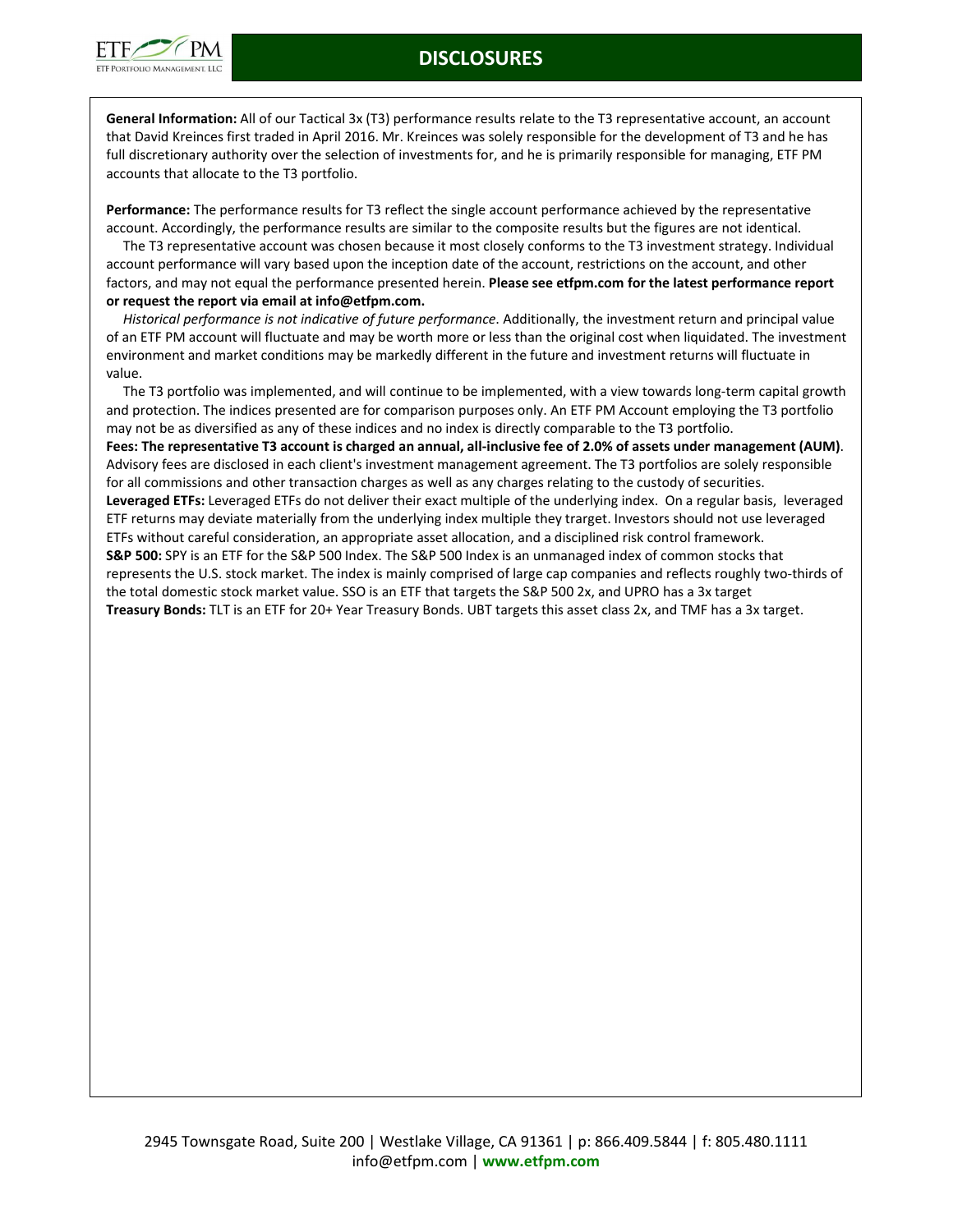# DISCLOSURES

**General Information:** All of our Tactical 3x (T3) performance results relate to the T3 representative account, an account that David Kreinces first traded in April 2016. Mr. Kreinces was solely responsible for the development of T3 and he has full discretionary authority over the selection of investments for, and he is primarily responsible for managing, ETF PM accounts that allocate to the T3 portfolio.

**Performance:** The performance results for T3 reflect the single account performance achieved by the representative account. Accordingly, the performance results are similar to the composite results but the figures are not identical.

The T3 representative account was chosen because it most closely conforms to the T3 investment strategy. Individual account performance will vary based upon the inception date of the account, restrictions on the account, and other factors, and may not equal the performance presented herein. **Please see etfpm.com for the latest performance report or request the report via email at info@etfpm.com.**

*Historical performance is not indicative of future performance*. Additionally, the investment return and principal value of an ETF PM account will fluctuate and may be worth more or less than the original cost when liquidated. The investment environment and market conditions may be markedly different in the future and investment returns will fluctuate in value.

The T3 portfolio was implemented, and will continue to be implemented, with a view towards long-term capital growth and protection. The indices presented are for comparison purposes only. An ETF PM Account employing the T3 portfolio may not be as diversified as any of these indices and no index is directly comparable to the T3 portfolio.

**Fees: The representative T3 account is charged an annual, all-inclusive fee of 2.0% of assets under management (AUM)**. Advisory fees are disclosed in each client's investment management agreement. The T3 portfolios are solely responsible for all commissions and other transaction charges as well as any charges relating to the custody of securities.

**Leveraged ETFs:** Leveraged ETFs do not deliver their exact multiple of the underlying index. On a regular basis, leveraged ETF returns may deviate materially from the underlying index multiple they trarget. Investors should not use leveraged ETFs without careful consideration, an appropriate asset allocation, and a disciplined risk control framework.

**S&P 500:** SPY is an ETF for the S&P 500 Index. The S&P 500 Index is an unmanaged index of common stocks that represents the U.S. stock market. The index is mainly comprised of large cap companies and reflects roughly two-thirds of the total domestic stock market value. SSO is an ETF that targets the S&P 500 2x, and UPRO has a 3x target

**Treasury Bonds:** TLT is an ETF for 20+ Year Treasury Bonds. UBT targets this asset class 2x, and TMF has a 3x target.

2945 Townsgate Road, Suite 200 | Westlake Village, CA 91361 | p: 866.409.5844 | f: 805.480.1111
info@etfpm.com | **www.etfpm.com**